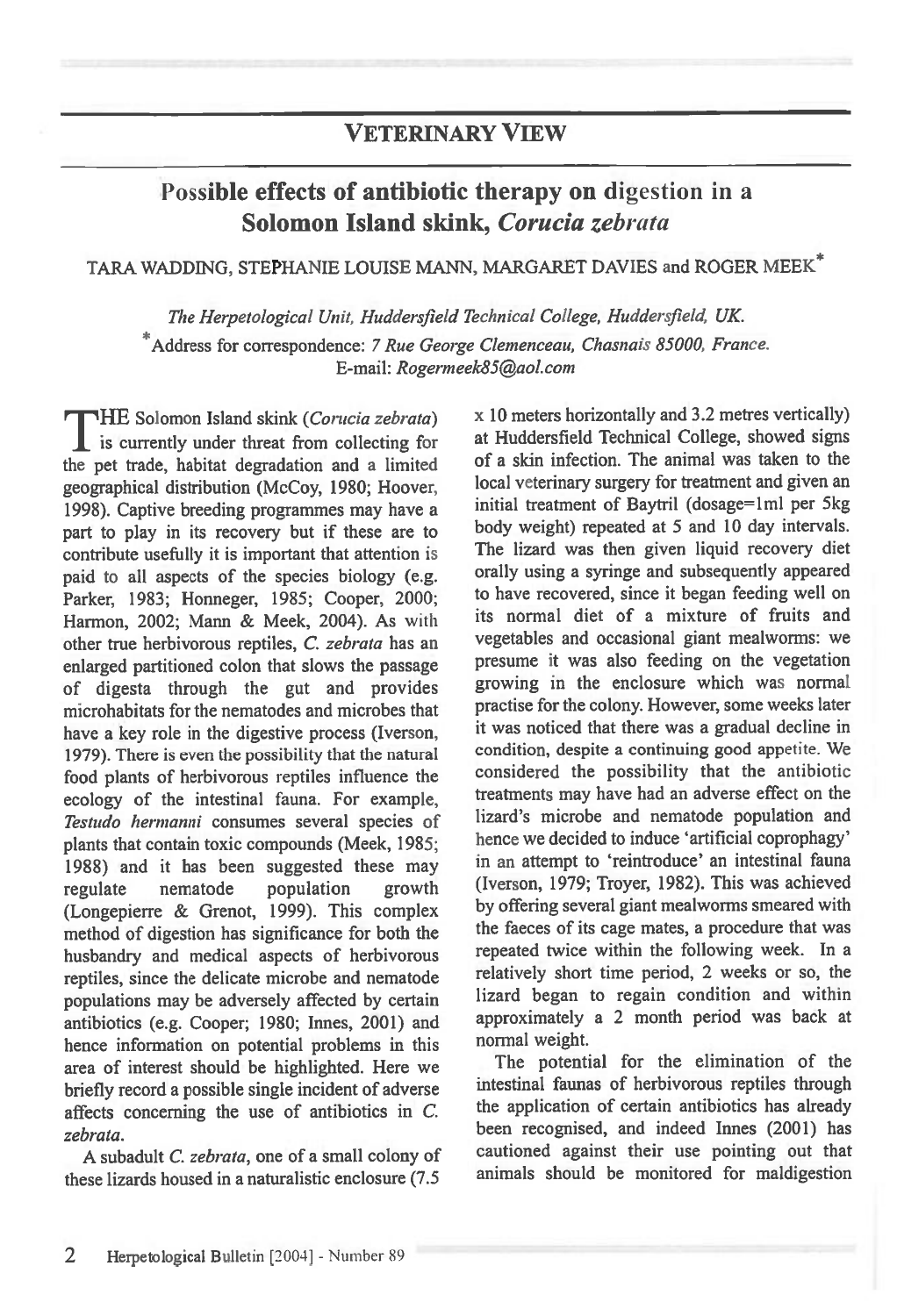## VETERINARY VIEW

# Possible effects of antibiotic therapy on digestion in a Solomon Island skink, *Corucia zebrata*

TARA WADDING, STEPHANIE LOUISE MANN, MARGARET DAVIES and ROGER MEEK*

*The Herpetological Unit, Huddersfield Technical College, Huddersfield, UK.*
*Address for correspondence: *7 Rue George Clemenceau, Chasnais 85000, France.*
E-mail: *Rogermeek85@aol.com*

THE Solomon Island skink (*Corucia zebrata*) is currently under threat from collecting for the pet trade, habitat degradation and a limited geographical distribution (McCoy, 1980; Hoover, 1998). Captive breeding programmes may have a part to play in its recovery but if these are to contribute usefully it is important that attention is paid to all aspects of the species biology (e.g. Parker, 1983; Honneger, 1985; Cooper, 2000; Harmon, 2002; Mann & Meek, 2004). As with other true herbivorous reptiles, *C. zebrata* has an enlarged partitioned colon that slows the passage of digesta through the gut and provides microhabitats for the nematodes and microbes that have a key role in the digestive process (Iverson, 1979). There is even the possibility that the natural food plants of herbivorous reptiles influence the ecology of the intestinal fauna. For example, *Testudo hermanni* consumes several species of plants that contain toxic compounds (Meek, 1985; 1988) and it has been suggested these may regulate nematode population growth (Longepierre & Grenot, 1999). This complex method of digestion has significance for both the husbandry and medical aspects of herbivorous reptiles, since the delicate microbe and nematode populations may be adversely affected by certain antibiotics (e.g. Cooper; 1980; Innes, 2001) and hence information on potential problems in this area of interest should be highlighted. Here we briefly record a possible single incident of adverse affects concerning the use of antibiotics in *C. zebrata*.

A subadult *C. zebrata*, one of a small colony of these lizards housed in a naturalistic enclosure (7.5 x 10 meters horizontally and 3.2 metres vertically) at Huddersfield Technical College, showed signs of a skin infection. The animal was taken to the local veterinary surgery for treatment and given an initial treatment of Baytril (dosage=1ml per 5kg body weight) repeated at 5 and 10 day intervals. The lizard was then given liquid recovery diet orally using a syringe and subsequently appeared to have recovered, since it began feeding well on its normal diet of a mixture of fruits and vegetables and occasional giant mealworms: we presume it was also feeding on the vegetation growing in the enclosure which was normal practise for the colony. However, some weeks later it was noticed that there was a gradual decline in condition, despite a continuing good appetite. We considered the possibility that the antibiotic treatments may have had an adverse effect on the lizard's microbe and nematode population and hence we decided to induce 'artificial coprophagy' in an attempt to 'reintroduce' an intestinal fauna (Iverson, 1979; Troyer, 1982). This was achieved by offering several giant mealworms smeared with the faeces of its cage mates, a procedure that was repeated twice within the following week. In a relatively short time period, 2 weeks or so, the lizard began to regain condition and within approximately a 2 month period was back at normal weight.

The potential for the elimination of the intestinal faunas of herbivorous reptiles through the application of certain antibiotics has already been recognised, and indeed Innes (2001) has cautioned against their use pointing out that animals should be monitored for maldigestion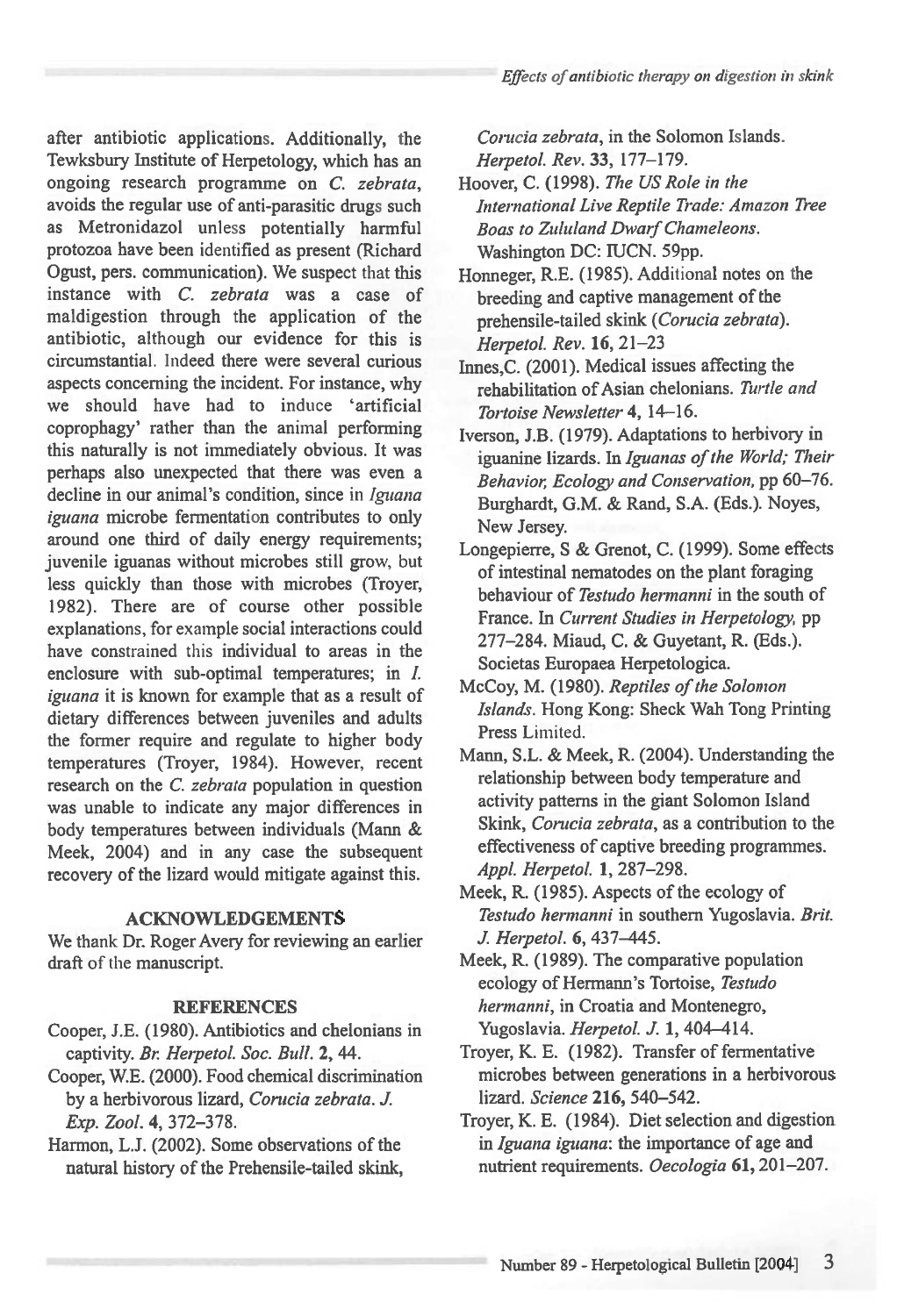after antibiotic applications. Additionally, the Tewksbury Institute of Herpetology, which has an ongoing research programme on *C. zebrata*, avoids the regular use of anti-parasitic drugs such as Metronidazol unless potentially harmful protozoa have been identified as present (Richard Ogust, pers. communication). We suspect that this instance with *C. zebrata* was a case of maldigestion through the application of the antibiotic, although our evidence for this is circumstantial. Indeed there were several curious aspects concerning the incident. For instance, why we should have had to induce 'artificial coprophagy' rather than the animal performing this naturally is not immediately obvious. It was perhaps also unexpected that there was even a decline in our animal's condition, since in *Iguana iguana* microbe fermentation contributes to only around one third of daily energy requirements; juvenile iguanas without microbes still grow, but less quickly than those with microbes (Troyer, 1982). There are of course other possible explanations, for example social interactions could have constrained this individual to areas in the enclosure with sub-optimal temperatures; in *I. iguana* it is known for example that as a result of dietary differences between juveniles and adults the former require and regulate to higher body temperatures (Troyer, 1984). However, recent research on the *C. zebrata* population in question was unable to indicate any major differences in body temperatures between individuals (Mann & Meek, 2004) and in any case the subsequent recovery of the lizard would mitigate against this.

## ACKNOWLEDGEMENTS

We thank Dr. Roger Avery for reviewing an earlier draft of the manuscript.

## REFERENCES

Cooper, J.E. (1980). Antibiotics and chelonians in captivity. *Br. Herpetol. Soc. Bull.* **2**, 44.

Cooper, W.E. (2000). Food chemical discrimination by a herbivorous lizard, *Corucia zebrata*. *J. Exp. Zool.* **4**, 372–378.

Harmon, L.J. (2002). Some observations of the natural history of the Prehensile-tailed skink, *Corucia zebrata*, in the Solomon Islands. *Herpetol. Rev.* **33**, 177–179.

Hoover, C. (1998). *The US Role in the International Live Reptile Trade: Amazon Tree Boas to Zululand Dwarf Chameleons*. Washington DC: IUCN. 59pp.

Honneger, R.E. (1985). Additional notes on the breeding and captive management of the prehensile-tailed skink (*Corucia zebrata*). *Herpetol. Rev.* **16**, 21–23

Innes,C. (2001). Medical issues affecting the rehabilitation of Asian chelonians. *Turtle and Tortoise Newsletter* **4**, 14–16.

Iverson, J.B. (1979). Adaptations to herbivory in iguanine lizards. In *Iguanas of the World; Their Behavior, Ecology and Conservation*, pp 60–76. Burghardt, G.M. & Rand, S.A. (Eds.). Noyes, New Jersey.

Longepierre, S & Grenot, C. (1999). Some effects of intestinal nematodes on the plant foraging behaviour of *Testudo hermanni* in the south of France. In *Current Studies in Herpetology*, pp 277–284. Miaud, C. & Guyetant, R. (Eds.). Societas Europaea Herpetologica.

McCoy, M. (1980). *Reptiles of the Solomon Islands*. Hong Kong: Sheck Wah Tong Printing Press Limited.

Mann, S.L. & Meek, R. (2004). Understanding the relationship between body temperature and activity patterns in the giant Solomon Island Skink, *Corucia zebrata*, as a contribution to the effectiveness of captive breeding programmes. *Appl. Herpetol.* **1**, 287–298.

Meek, R. (1985). Aspects of the ecology of *Testudo hermanni* in southern Yugoslavia. *Brit. J. Herpetol.* **6**, 437–445.

Meek, R. (1989). The comparative population ecology of Hermann's Tortoise, *Testudo hermanni*, in Croatia and Montenegro, Yugoslavia. *Herpetol. J.* **1**, 404–414.

Troyer, K. E. (1982). Transfer of fermentative microbes between generations in a herbivorous lizard. *Science* **216**, 540–542.

Troyer, K. E. (1984). Diet selection and digestion in *Iguana iguana*: the importance of age and nutrient requirements. *Oecologia* **61**, 201–207.